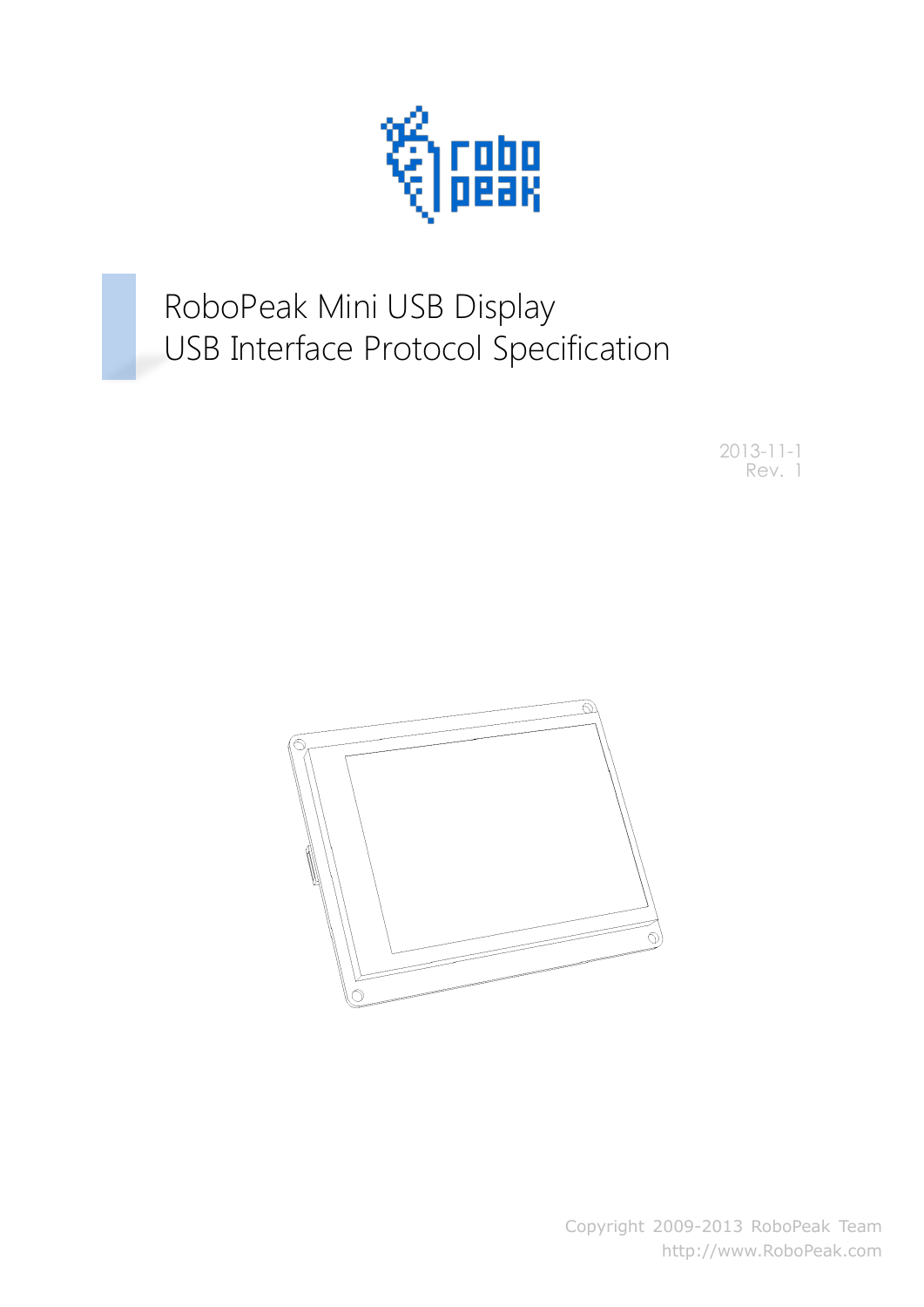# RoboPeak Mini USB Display
# USB Interface Protocol Specification

2013-11-1
Rev. 1

Copyright 2009-2013 RoboPeak Team
http://www.RoboPeak.com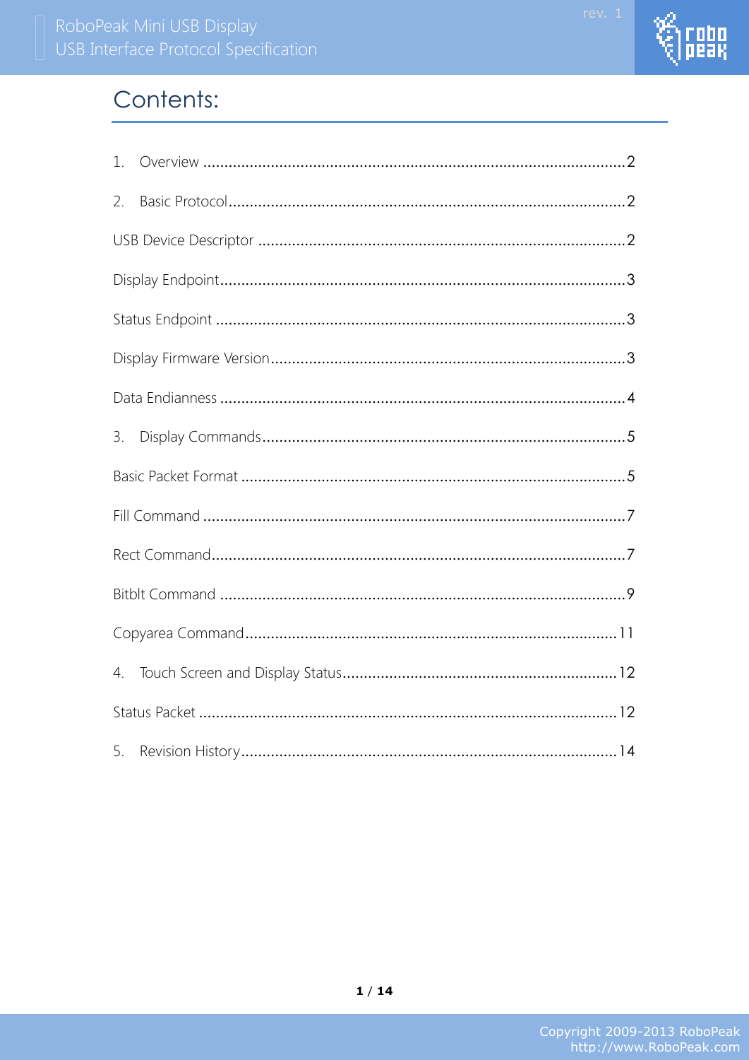# Contents:

1. Overview ........................................................................................................2
2. Basic Protocol.................................................................................................2

USB Device Descriptor .......................................................................................2

Display Endpoint................................................................................................3

Status Endpoint .................................................................................................3

Display Firmware Version....................................................................................3

Data Endianness ................................................................................................4

3. Display Commands......................................................................................5

Basic Packet Format ...........................................................................................5

Fill Command ....................................................................................................7

Rect Command..................................................................................................7

Bitblt Command ................................................................................................9

Copyarea Command........................................................................................11

4. Touch Screen and Display Status.................................................................12

Status Packet ..................................................................................................12

5. Revision History.........................................................................................14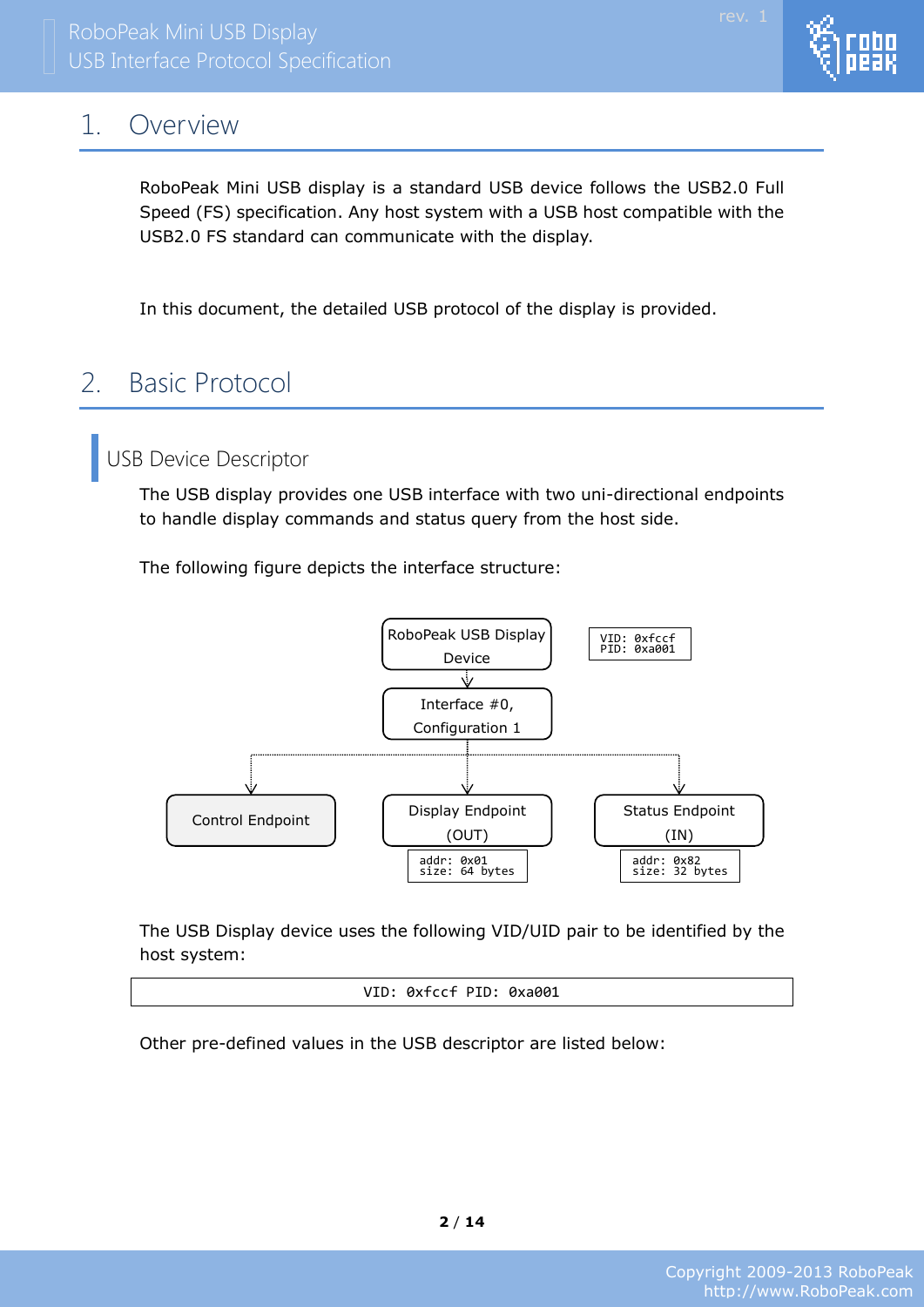# 1. Overview

RoboPeak Mini USB display is a standard USB device follows the USB2.0 Full Speed (FS) specification. Any host system with a USB host compatible with the USB2.0 FS standard can communicate with the display.

In this document, the detailed USB protocol of the display is provided.

# 2. Basic Protocol

## USB Device Descriptor

The USB display provides one USB interface with two uni-directional endpoints to handle display commands and status query from the host side.

The following figure depicts the interface structure:

RoboPeak USB Display Device

VID: 0xfccf
PID: 0xa001

Interface #0, Configuration 1

Control Endpoint

Display Endpoint (OUT)

addr: 0x01
size: 64 bytes

Status Endpoint (IN)

addr: 0x82
size: 32 bytes

The USB Display device uses the following VID/UID pair to be identified by the host system:

```
VID: 0xfccf PID: 0xa001
```

Other pre-defined values in the USB descriptor are listed below: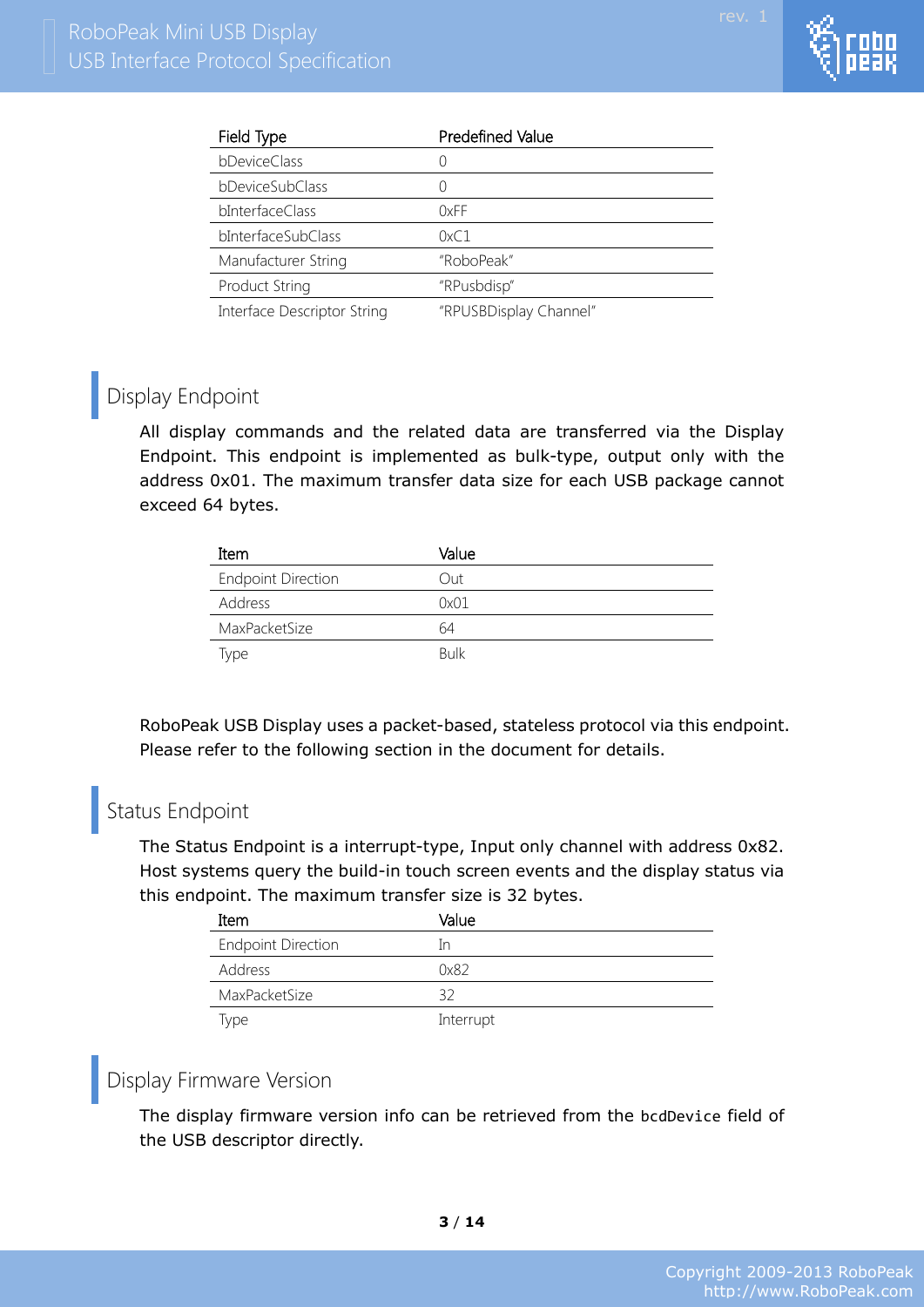| Field Type | Predefined Value |
|---|---|
| bDeviceClass | 0 |
| bDeviceSubClass | 0 |
| bInterfaceClass | 0xFF |
| bInterfaceSubClass | 0xC1 |
| Manufacturer String | "RoboPeak" |
| Product String | "RPusbdisp" |
| Interface Descriptor String | "RPUSBDisplay Channel" |

## Display Endpoint

All display commands and the related data are transferred via the Display Endpoint. This endpoint is implemented as bulk-type, output only with the address 0x01. The maximum transfer data size for each USB package cannot exceed 64 bytes.

| Item | Value |
|---|---|
| Endpoint Direction | Out |
| Address | 0x01 |
| MaxPacketSize | 64 |
| Type | Bulk |

RoboPeak USB Display uses a packet-based, stateless protocol via this endpoint. Please refer to the following section in the document for details.

## Status Endpoint

The Status Endpoint is a interrupt-type, Input only channel with address 0x82. Host systems query the build-in touch screen events and the display status via this endpoint. The maximum transfer size is 32 bytes.

| Item | Value |
|---|---|
| Endpoint Direction | In |
| Address | 0x82 |
| MaxPacketSize | 32 |
| Type | Interrupt |

## Display Firmware Version

The display firmware version info can be retrieved from the `bcdDevice` field of the USB descriptor directly.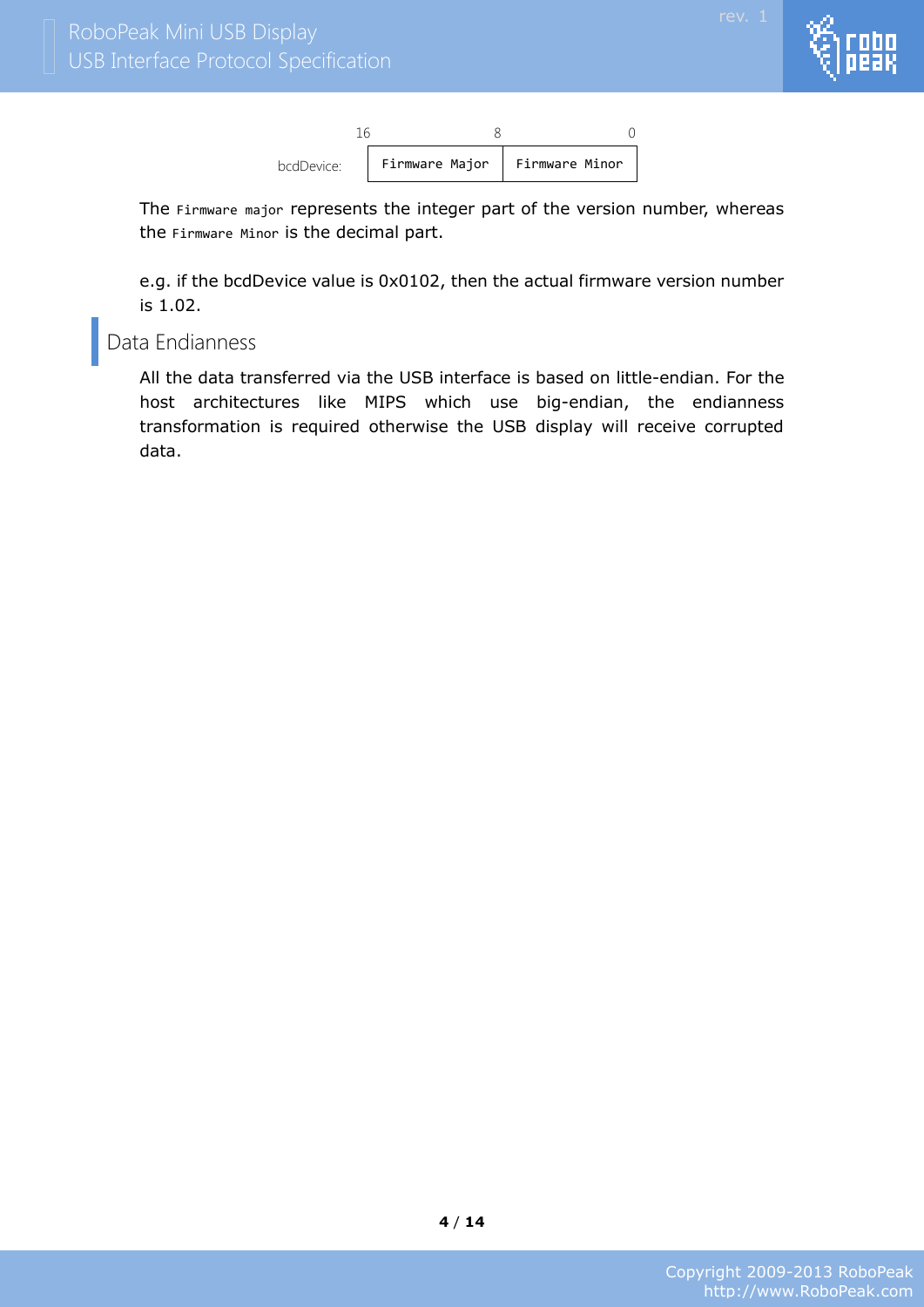| | 16 | 8 | 0 |
|---|---|---|---|
| bcdDevice: | Firmware Major | Firmware Minor | |

The `Firmware major` represents the integer part of the version number, whereas the `Firmware Minor` is the decimal part.

e.g. if the bcdDevice value is 0x0102, then the actual firmware version number is 1.02.

## Data Endianness

All the data transferred via the USB interface is based on little-endian. For the host architectures like MIPS which use big-endian, the endianness transformation is required otherwise the USB display will receive corrupted data.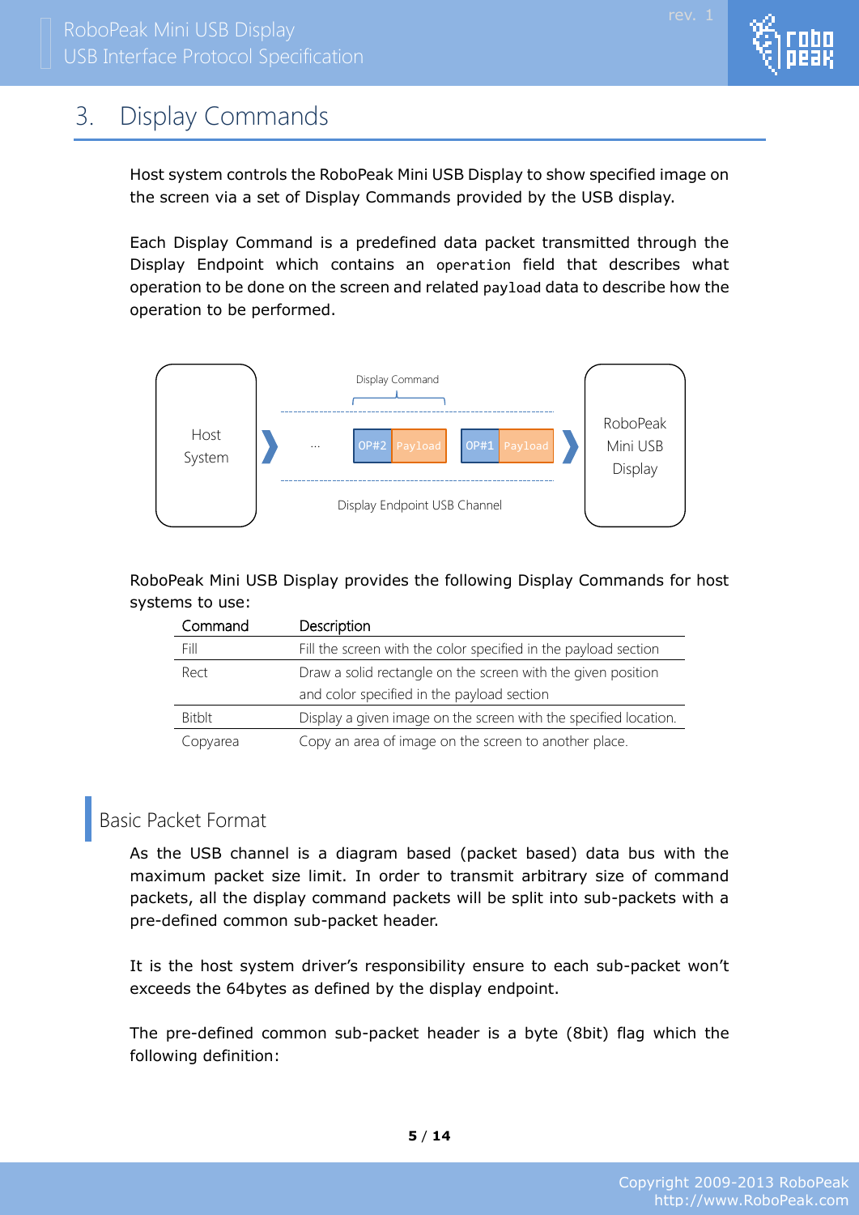// Spin up the data source:

# 3. Display Commands

Host system controls the RoboPeak Mini USB Display to show specified image on the screen via a set of Display Commands provided by the USB display.

Each Display Command is a predefined data packet transmitted through the Display Endpoint which contains an `operation` field that describes what operation to be done on the screen and related `payload` data to describe how the operation to be performed.

Host System ❯ … OP#2 Payload OP#1 Payload ❯ RoboPeak Mini USB Display

Display Command

Display Endpoint USB Channel

RoboPeak Mini USB Display provides the following Display Commands for host systems to use:

| Command | Description |
|---|---|
| Fill | Fill the screen with the color specified in the payload section |
| Rect | Draw a solid rectangle on the screen with the given position and color specified in the payload section |
| Bitblt | Display a given image on the screen with the specified location. |
| Copyarea | Copy an area of image on the screen to another place. |

## Basic Packet Format

As the USB channel is a diagram based (packet based) data bus with the maximum packet size limit. In order to transmit arbitrary size of command packets, all the display command packets will be split into sub-packets with a pre-defined common sub-packet header.

It is the host system driver's responsibility ensure to each sub-packet won't exceeds the 64bytes as defined by the display endpoint.

The pre-defined common sub-packet header is a byte (8bit) flag which the following definition: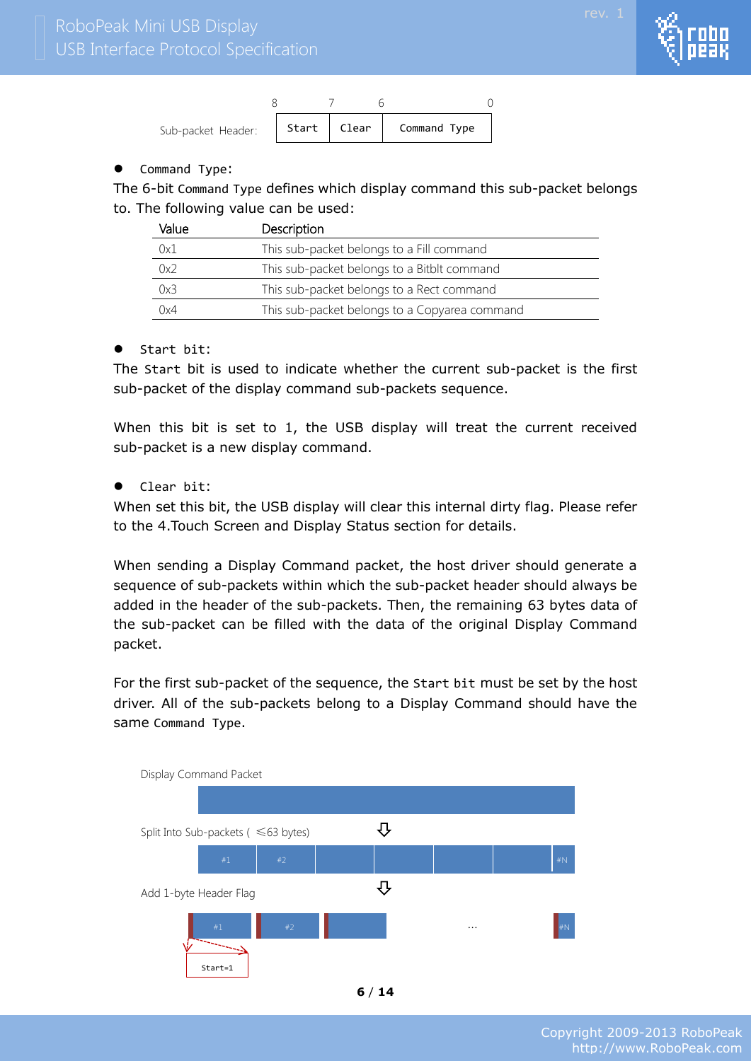Sub-packet Header:

| 8 Start | 7 Clear | 6 ... 0 Command Type |
|---|---|---|

- Command Type:

The 6-bit Command Type defines which display command this sub-packet belongs to. The following value can be used:

| Value | Description |
|---|---|
| 0x1 | This sub-packet belongs to a Fill command |
| 0x2 | This sub-packet belongs to a Bitblt command |
| 0x3 | This sub-packet belongs to a Rect command |
| 0x4 | This sub-packet belongs to a Copyarea command |

- Start bit:

The Start bit is used to indicate whether the current sub-packet is the first sub-packet of the display command sub-packets sequence.

When this bit is set to 1, the USB display will treat the current received sub-packet is a new display command.

- Clear bit:

When set this bit, the USB display will clear this internal dirty flag. Please refer to the 4.Touch Screen and Display Status section for details.

When sending a Display Command packet, the host driver should generate a sequence of sub-packets within which the sub-packet header should always be added in the header of the sub-packets. Then, the remaining 63 bytes data of the sub-packet can be filled with the data of the original Display Command packet.

For the first sub-packet of the sequence, the Start bit must be set by the host driver. All of the sub-packets belong to a Display Command should have the same Command Type.

Display Command Packet

Split Into Sub-packets ( ≤63 bytes)

#1 #2 ... #N

Add 1-byte Header Flag

#1 #2 ... #N

Start=1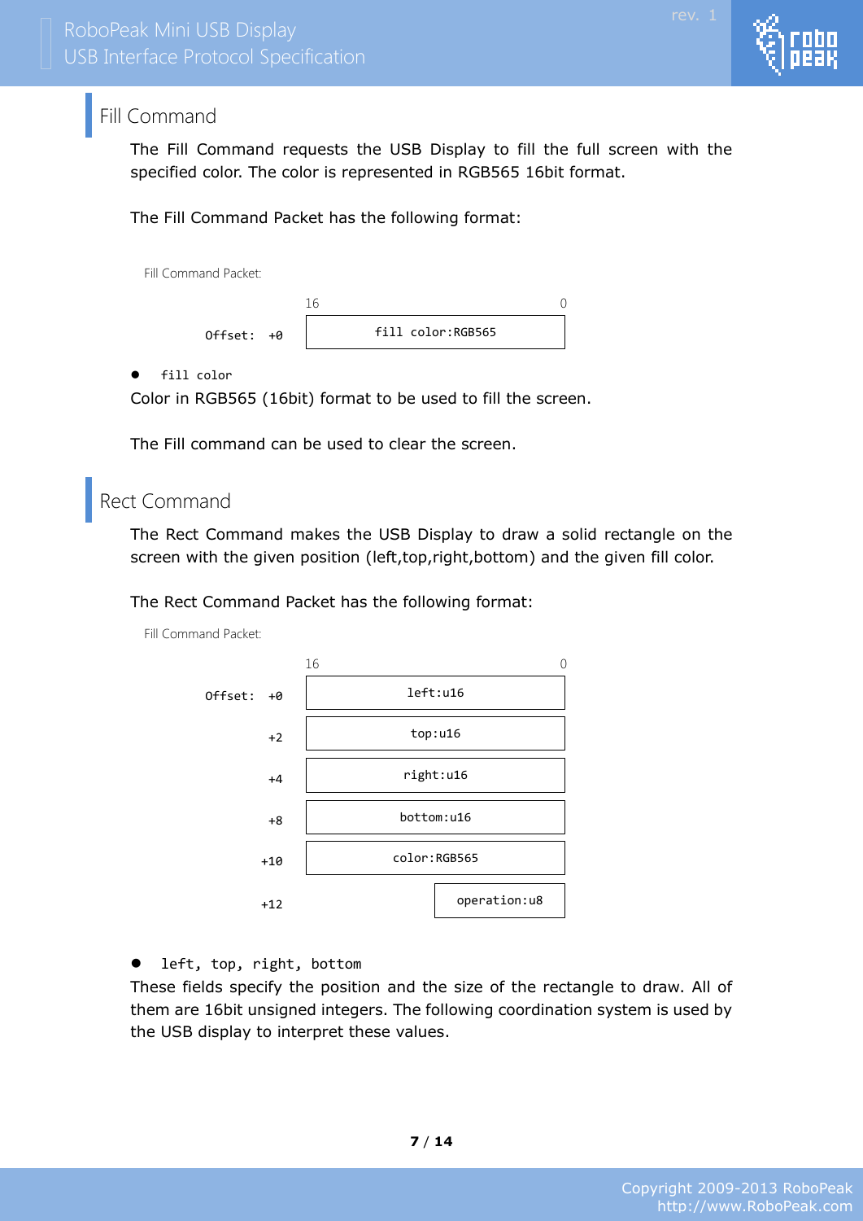## Fill Command

The Fill Command requests the USB Display to fill the full screen with the specified color. The color is represented in RGB565 16bit format.

The Fill Command Packet has the following format:

Fill Command Packet:

| Offset | 16 ... 0 |
|---|---|
| +0 | fill color:RGB565 |

- `fill color`

Color in RGB565 (16bit) format to be used to fill the screen.

The Fill command can be used to clear the screen.

## Rect Command

The Rect Command makes the USB Display to draw a solid rectangle on the screen with the given position (left,top,right,bottom) and the given fill color.

The Rect Command Packet has the following format:

Fill Command Packet:

| Offset | 16 ... 0 |
|---|---|
| +0 | left:u16 |
| +2 | top:u16 |
| +4 | right:u16 |
| +8 | bottom:u16 |
| +10 | color:RGB565 |
| +12 | operation:u8 |

- `left, top, right, bottom`

These fields specify the position and the size of the rectangle to draw. All of them are 16bit unsigned integers. The following coordination system is used by the USB display to interpret these values.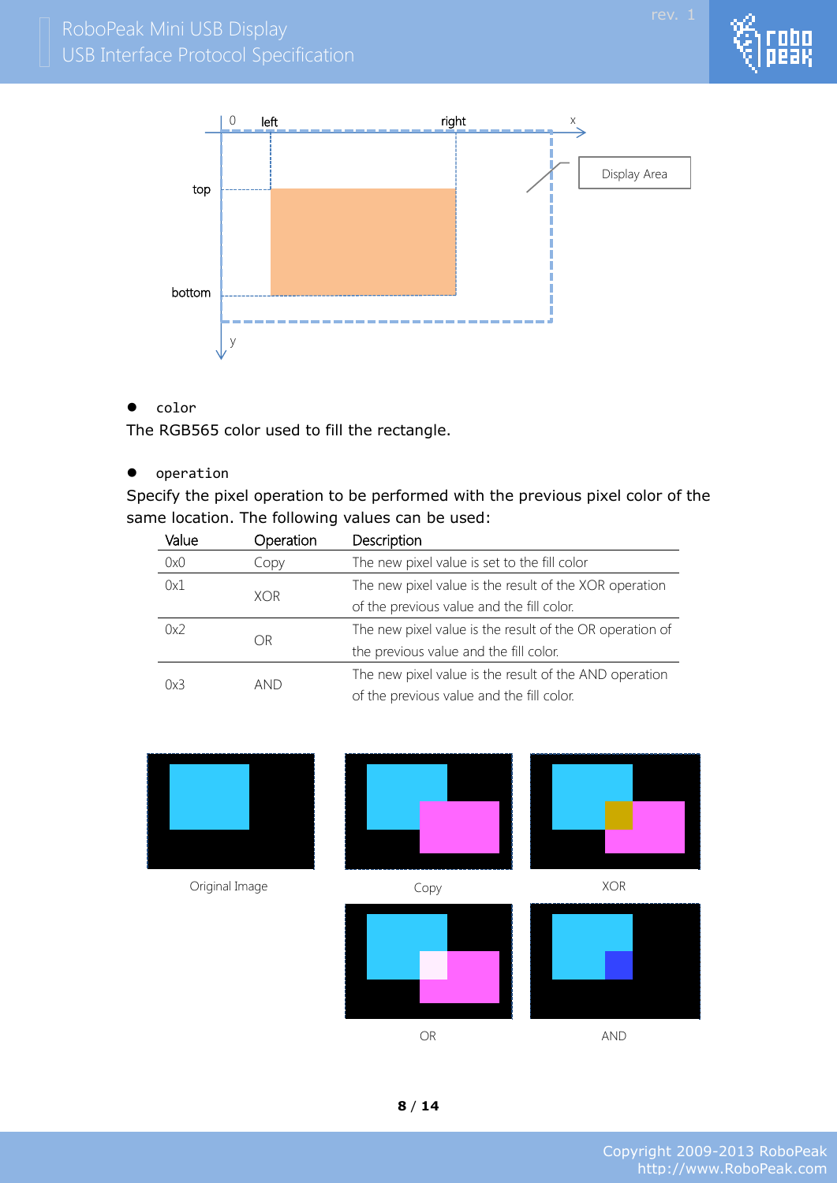- `color`

The RGB565 color used to fill the rectangle.

- `operation`

Specify the pixel operation to be performed with the previous pixel color of the same location. The following values can be used:

| Value | Operation | Description |
|---|---|---|
| 0x0 | Copy | The new pixel value is set to the fill color |
| 0x1 | XOR | The new pixel value is the result of the XOR operation of the previous value and the fill color. |
| 0x2 | OR | The new pixel value is the result of the OR operation of the previous value and the fill color. |
| 0x3 | AND | The new pixel value is the result of the AND operation of the previous value and the fill color. |

Original Image

Copy

XOR

OR

AND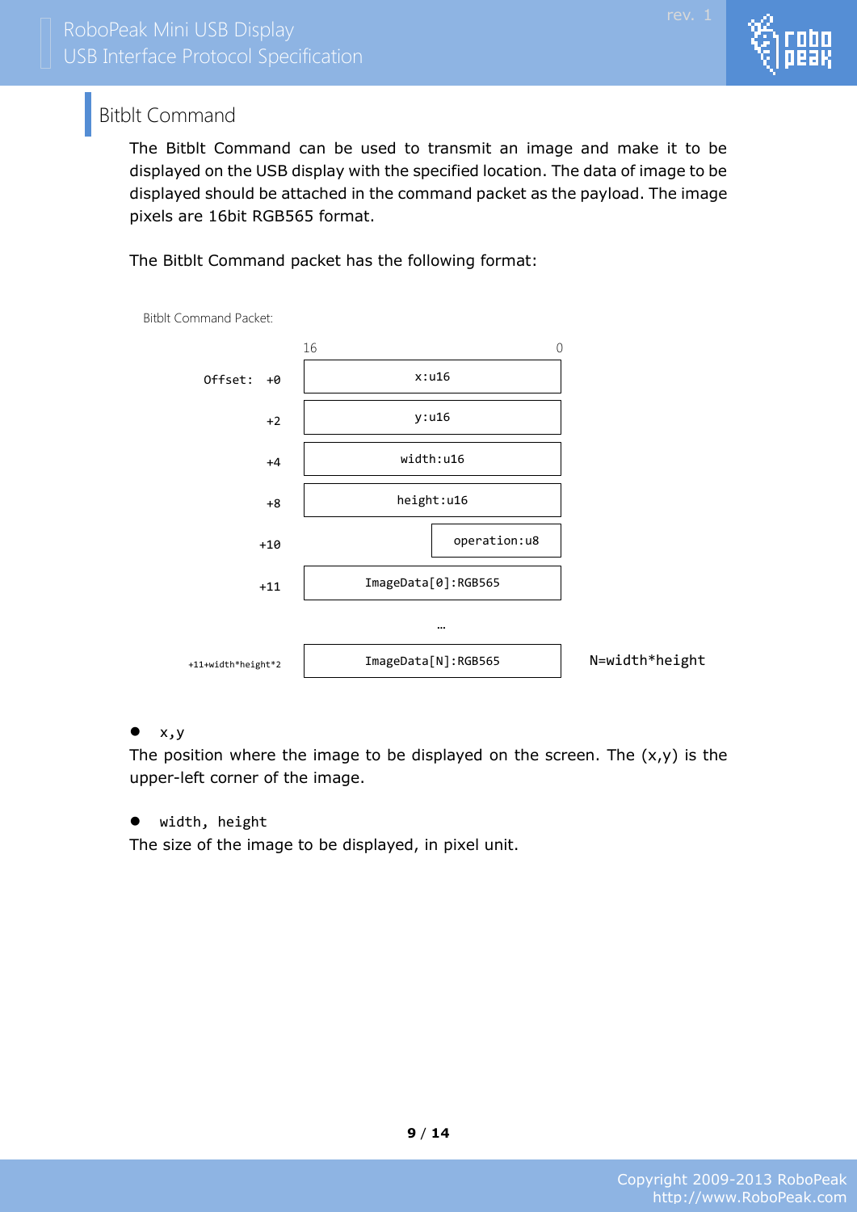## Bitblt Command

The Bitblt Command can be used to transmit an image and make it to be displayed on the USB display with the specified location. The data of image to be displayed should be attached in the command packet as the payload. The image pixels are 16bit RGB565 format.

The Bitblt Command packet has the following format:

Bitblt Command Packet:

| Offset | 16 … 0 | |
|---|---|---|
| +0 | x:u16 | |
| +2 | y:u16 | |
| +4 | width:u16 | |
| +8 | height:u16 | |
| +10 | operation:u8 | |
| +11 | ImageData[0]:RGB565 | |
| | … | |
| +11+width*height*2 | ImageData[N]:RGB565 | N=width*height |

- `x,y`

The position where the image to be displayed on the screen. The (x,y) is the upper-left corner of the image.

- `width, height`

The size of the image to be displayed, in pixel unit.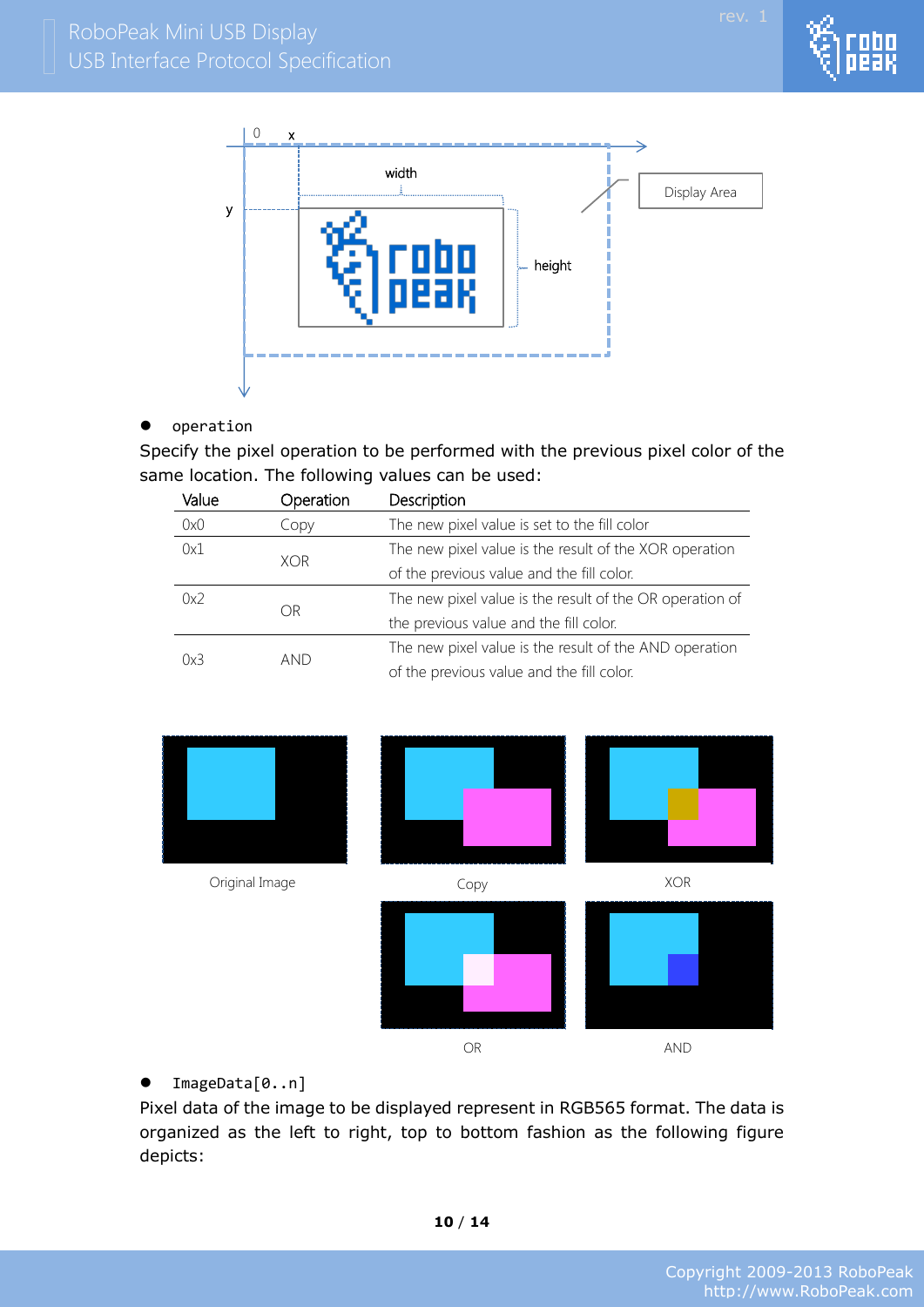- `operation`

Specify the pixel operation to be performed with the previous pixel color of the same location. The following values can be used:

| Value | Operation | Description |
|---|---|---|
| 0x0 | Copy | The new pixel value is set to the fill color |
| 0x1 | XOR | The new pixel value is the result of the XOR operation of the previous value and the fill color. |
| 0x2 | OR | The new pixel value is the result of the OR operation of the previous value and the fill color. |
| 0x3 | AND | The new pixel value is the result of the AND operation of the previous value and the fill color. |

Original Image

Copy

XOR

OR

AND

- `ImageData[0..n]`

Pixel data of the image to be displayed represent in RGB565 format. The data is organized as the left to right, top to bottom fashion as the following figure depicts: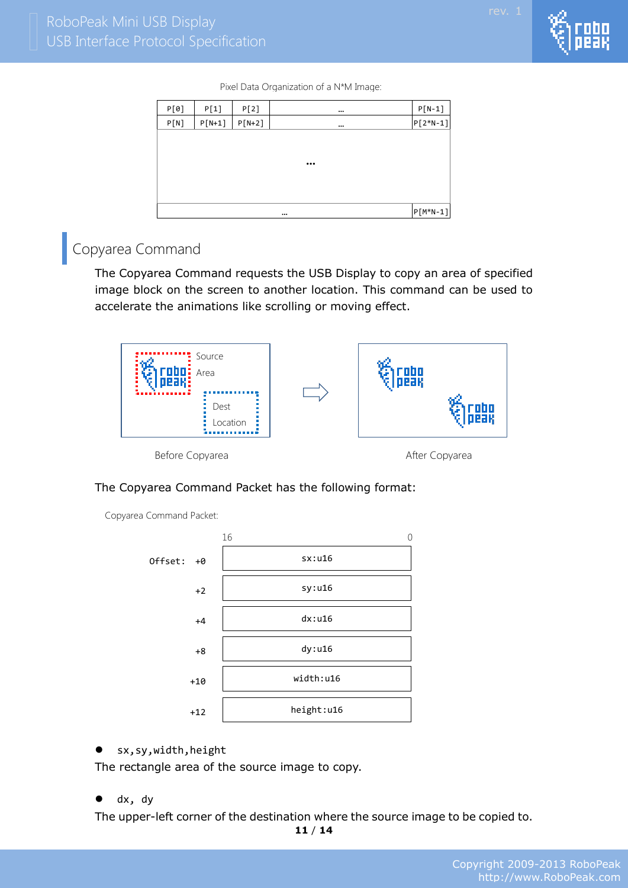Pixel Data Organization of a N*M Image:

| P[0] | P[1] | P[2] | … | P[N-1] |
|---|---|---|---|---|
| P[N] | P[N+1] | P[N+2] | … | P[2*N-1] |
| | | … | | |
| | | … | | P[M*N-1] |

## Copyarea Command

The Copyarea Command requests the USB Display to copy an area of specified image block on the screen to another location. This command can be used to accelerate the animations like scrolling or moving effect.

Source Area

Dest Location

Before Copyarea

After Copyarea

The Copyarea Command Packet has the following format:

Copyarea Command Packet:

| Offset | 16 … 0 |
|---|---|
| +0 | sx:u16 |
| +2 | sy:u16 |
| +4 | dx:u16 |
| +8 | dy:u16 |
| +10 | width:u16 |
| +12 | height:u16 |

- `sx,sy,width,height`

The rectangle area of the source image to copy.

- `dx, dy`

The upper-left corner of the destination where the source image to be copied to.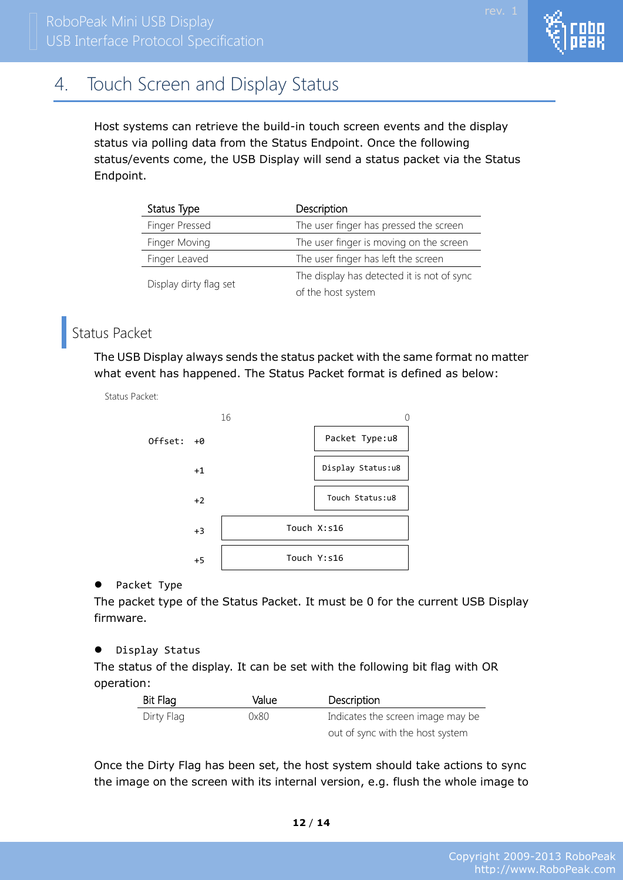# 4. Touch Screen and Display Status

Host systems can retrieve the build-in touch screen events and the display status via polling data from the Status Endpoint. Once the following status/events come, the USB Display will send a status packet via the Status Endpoint.

| Status Type | Description |
|---|---|
| Finger Pressed | The user finger has pressed the screen |
| Finger Moving | The user finger is moving on the screen |
| Finger Leaved | The user finger has left the screen |
| Display dirty flag set | The display has detected it is not of sync of the host system |

## Status Packet

The USB Display always sends the status packet with the same format no matter what event has happened. The Status Packet format is defined as below:

Status Packet:

```
                16                    0
Offset:  +0                  +-----------------+
                             | Packet Type:u8  |
                             +-----------------+
         +1                  |Display Status:u8|
                             +-----------------+
         +2                  | Touch Status:u8 |
                             +-----------------+
         +3     +----------------------------------+
                |           Touch X:s16            |
                +----------------------------------+
         +5     |           Touch Y:s16            |
                +----------------------------------+
```

- `Packet Type`

The packet type of the Status Packet. It must be 0 for the current USB Display firmware.

- `Display Status`

The status of the display. It can be set with the following bit flag with OR operation:

| Bit Flag | Value | Description |
|---|---|---|
| Dirty Flag | 0x80 | Indicates the screen image may be out of sync with the host system |

Once the Dirty Flag has been set, the host system should take actions to sync the image on the screen with its internal version, e.g. flush the whole image to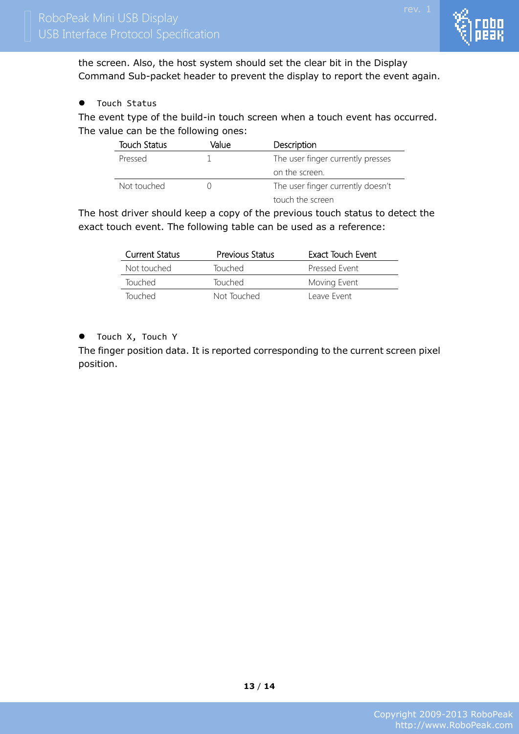the screen. Also, the host system should set the clear bit in the Display Command Sub-packet header to prevent the display to report the event again.

- `Touch Status`

The event type of the build-in touch screen when a touch event has occurred. The value can be the following ones:

| Touch Status | Value | Description |
|---|---|---|
| Pressed | 1 | The user finger currently presses on the screen. |
| Not touched | 0 | The user finger currently doesn't touch the screen |

The host driver should keep a copy of the previous touch status to detect the exact touch event. The following table can be used as a reference:

| Current Status | Previous Status | Exact Touch Event |
|---|---|---|
| Not touched | Touched | Pressed Event |
| Touched | Touched | Moving Event |
| Touched | Not Touched | Leave Event |

- `Touch X, Touch Y`

The finger position data. It is reported corresponding to the current screen pixel position.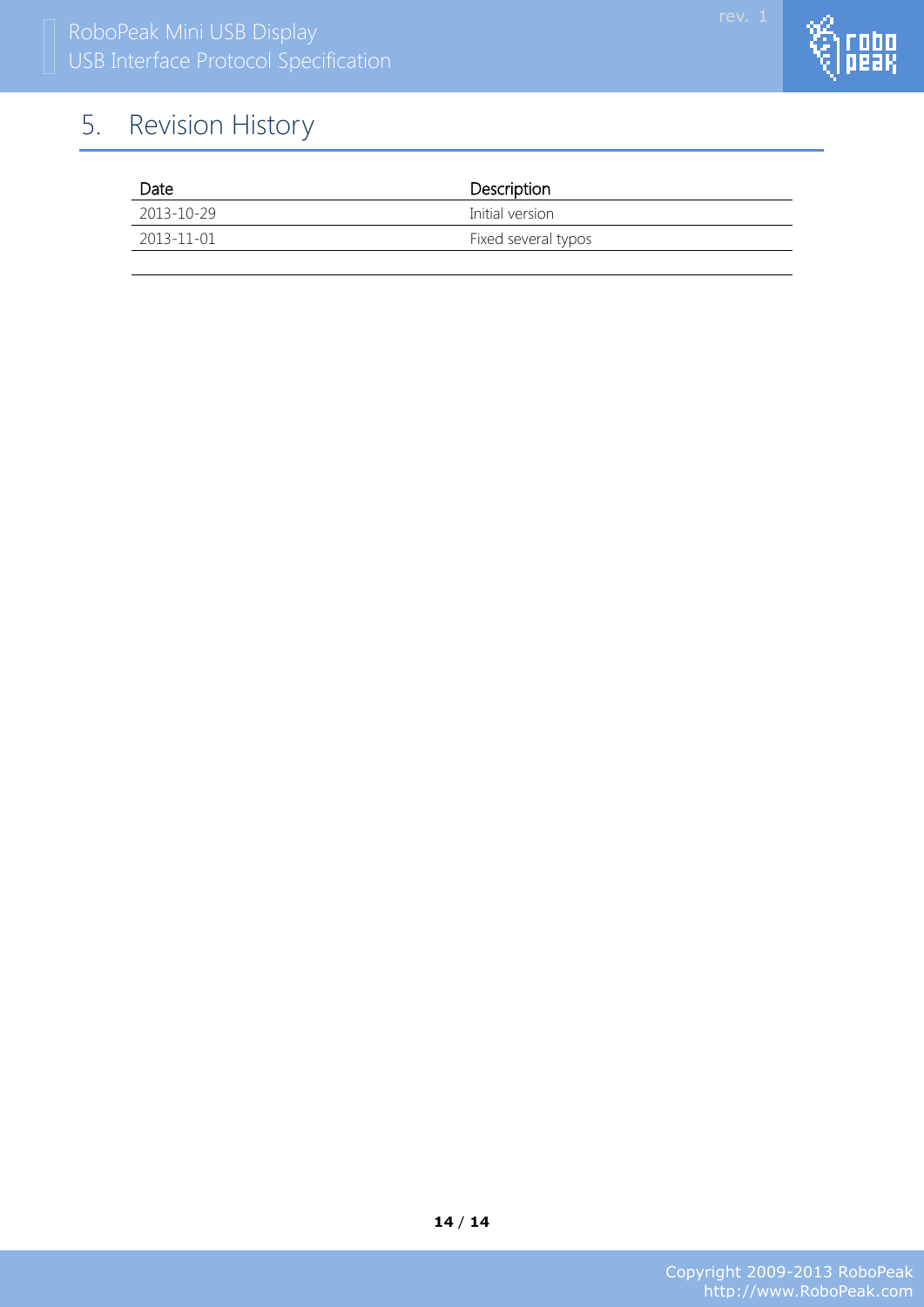# 5. Revision History

| Date | Description |
| --- | --- |
| 2013-10-29 | Initial version |
| 2013-11-01 | Fixed several typos |